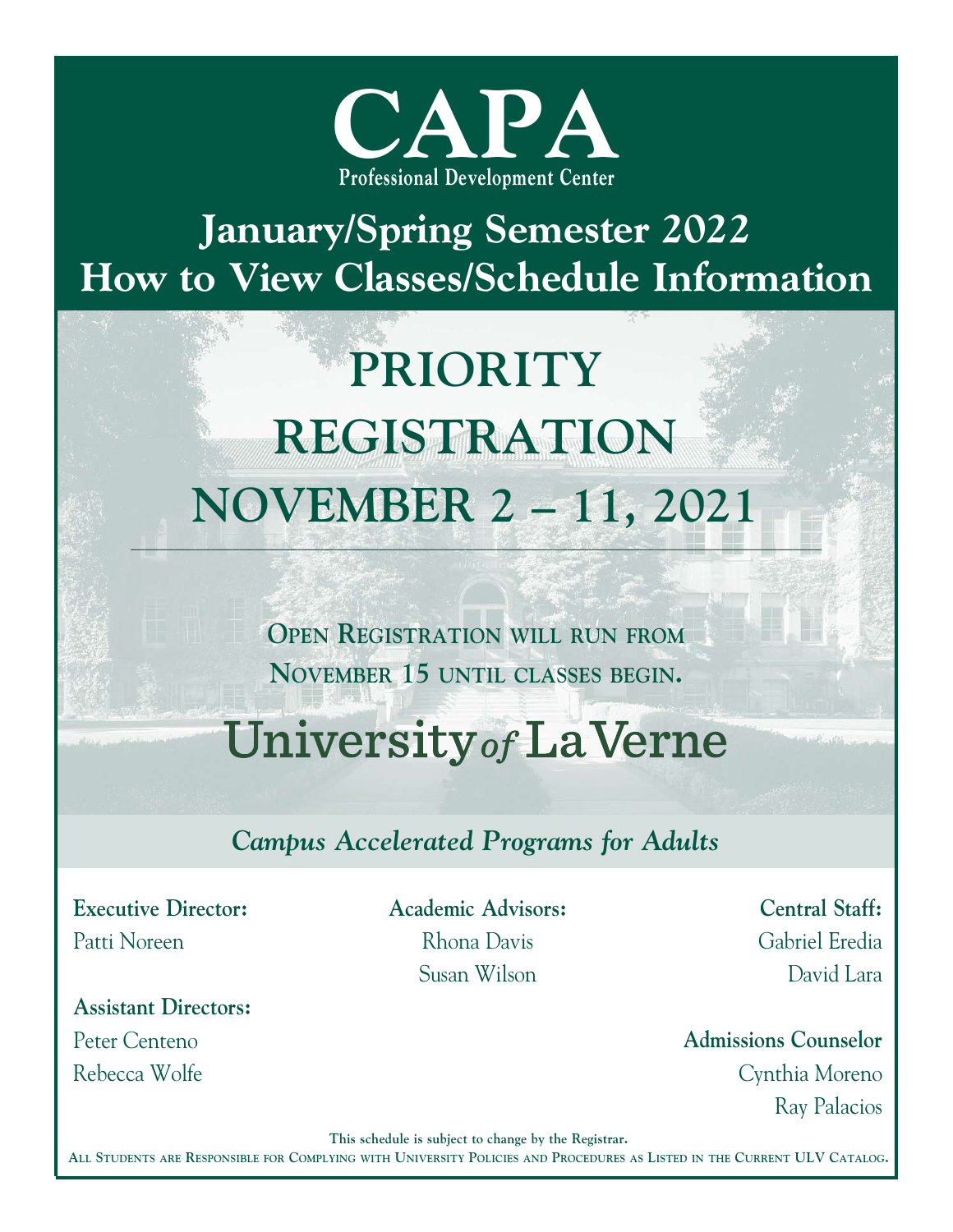# CAPA

**Professional Development Center**

## January/Spring Semester 2022
## How to View Classes/Schedule Information

# PRIORITY REGISTRATION
# NOVEMBER 2 – 11, 2021

---

**OPEN REGISTRATION WILL RUN FROM NOVEMBER 15 UNTIL CLASSES BEGIN.**

## University of La Verne

### *Campus Accelerated Programs for Adults*

**Executive Director:**
Patti Noreen

**Assistant Directors:**
Peter Centeno
Rebecca Wolfe

**Academic Advisors:**
Rhona Davis
Susan Wilson

**Central Staff:**
Gabriel Eredia
David Lara

**Admissions Counselor**
Cynthia Moreno
Ray Palacios

**This schedule is subject to change by the Registrar.**

**ALL STUDENTS ARE RESPONSIBLE FOR COMPLYING WITH UNIVERSITY POLICIES AND PROCEDURES AS LISTED IN THE CURRENT ULV CATALOG.**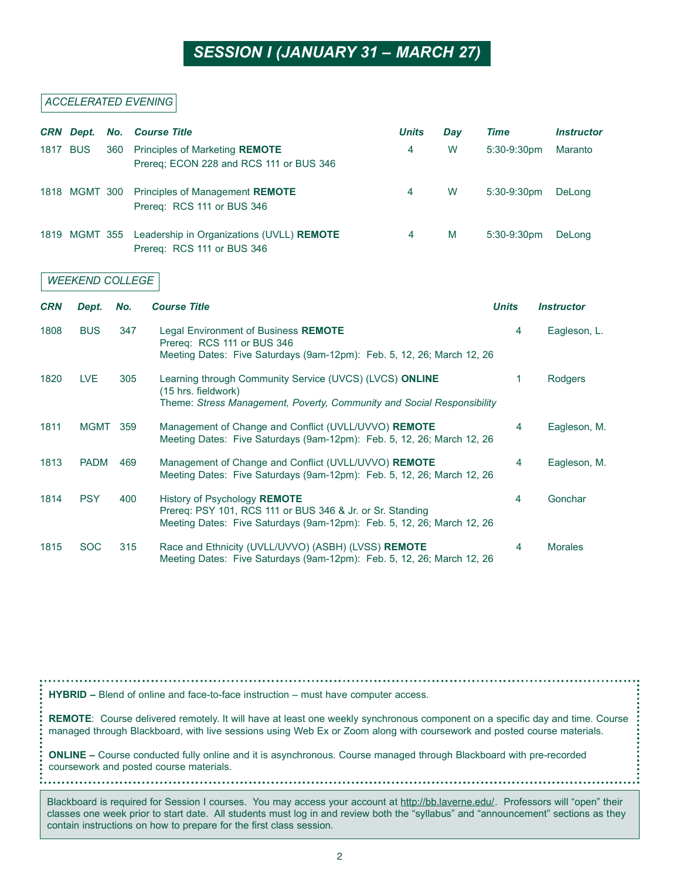# SESSION I (JANUARY 31 – MARCH 27)

## *ACCELERATED EVENING*

| CRN | Dept. | No. | Course Title | Units | Day | Time | Instructor |
|---|---|---|---|---|---|---|---|
| 1817 | BUS | 360 | Principles of Marketing **REMOTE**<br>Prereq; ECON 228 and RCS 111 or BUS 346 | 4 | W | 5:30-9:30pm | Maranto |
| 1818 | MGMT | 300 | Principles of Management **REMOTE**<br>Prereq: RCS 111 or BUS 346 | 4 | W | 5:30-9:30pm | DeLong |
| 1819 | MGMT | 355 | Leadership in Organizations (UVLL) **REMOTE**<br>Prereq: RCS 111 or BUS 346 | 4 | M | 5:30-9:30pm | DeLong |

## *WEEKEND COLLEGE*

| CRN | Dept. | No. | Course Title | Units | Instructor |
|---|---|---|---|---|---|
| 1808 | BUS | 347 | Legal Environment of Business **REMOTE**<br>Prereq: RCS 111 or BUS 346<br>Meeting Dates: Five Saturdays (9am-12pm): Feb. 5, 12, 26; March 12, 26 | 4 | Eagleson, L. |
| 1820 | LVE | 305 | Learning through Community Service (UVCS) (LVCS) **ONLINE**<br>(15 hrs. fieldwork)<br>Theme: *Stress Management, Poverty, Community and Social Responsibility* | 1 | Rodgers |
| 1811 | MGMT | 359 | Management of Change and Conflict (UVLL/UVVO) **REMOTE**<br>Meeting Dates: Five Saturdays (9am-12pm): Feb. 5, 12, 26; March 12, 26 | 4 | Eagleson, M. |
| 1813 | PADM | 469 | Management of Change and Conflict (UVLL/UVVO) **REMOTE**<br>Meeting Dates: Five Saturdays (9am-12pm): Feb. 5, 12, 26; March 12, 26 | 4 | Eagleson, M. |
| 1814 | PSY | 400 | History of Psychology **REMOTE**<br>Prereq: PSY 101, RCS 111 or BUS 346 & Jr. or Sr. Standing<br>Meeting Dates: Five Saturdays (9am-12pm): Feb. 5, 12, 26; March 12, 26 | 4 | Gonchar |
| 1815 | SOC | 315 | Race and Ethnicity (UVLL/UVVO) (ASBH) (LVSS) **REMOTE**<br>Meeting Dates: Five Saturdays (9am-12pm): Feb. 5, 12, 26; March 12, 26 | 4 | Morales |

**HYBRID –** Blend of online and face-to-face instruction – must have computer access.

**REMOTE**: Course delivered remotely. It will have at least one weekly synchronous component on a specific day and time. Course managed through Blackboard, with live sessions using Web Ex or Zoom along with coursework and posted course materials.

**ONLINE –** Course conducted fully online and it is asynchronous. Course managed through Blackboard with pre-recorded coursework and posted course materials.

Blackboard is required for Session I courses. You may access your account at http://bb.laverne.edu/. Professors will "open" their classes one week prior to start date. All students must log in and review both the "syllabus" and "announcement" sections as they contain instructions on how to prepare for the first class session.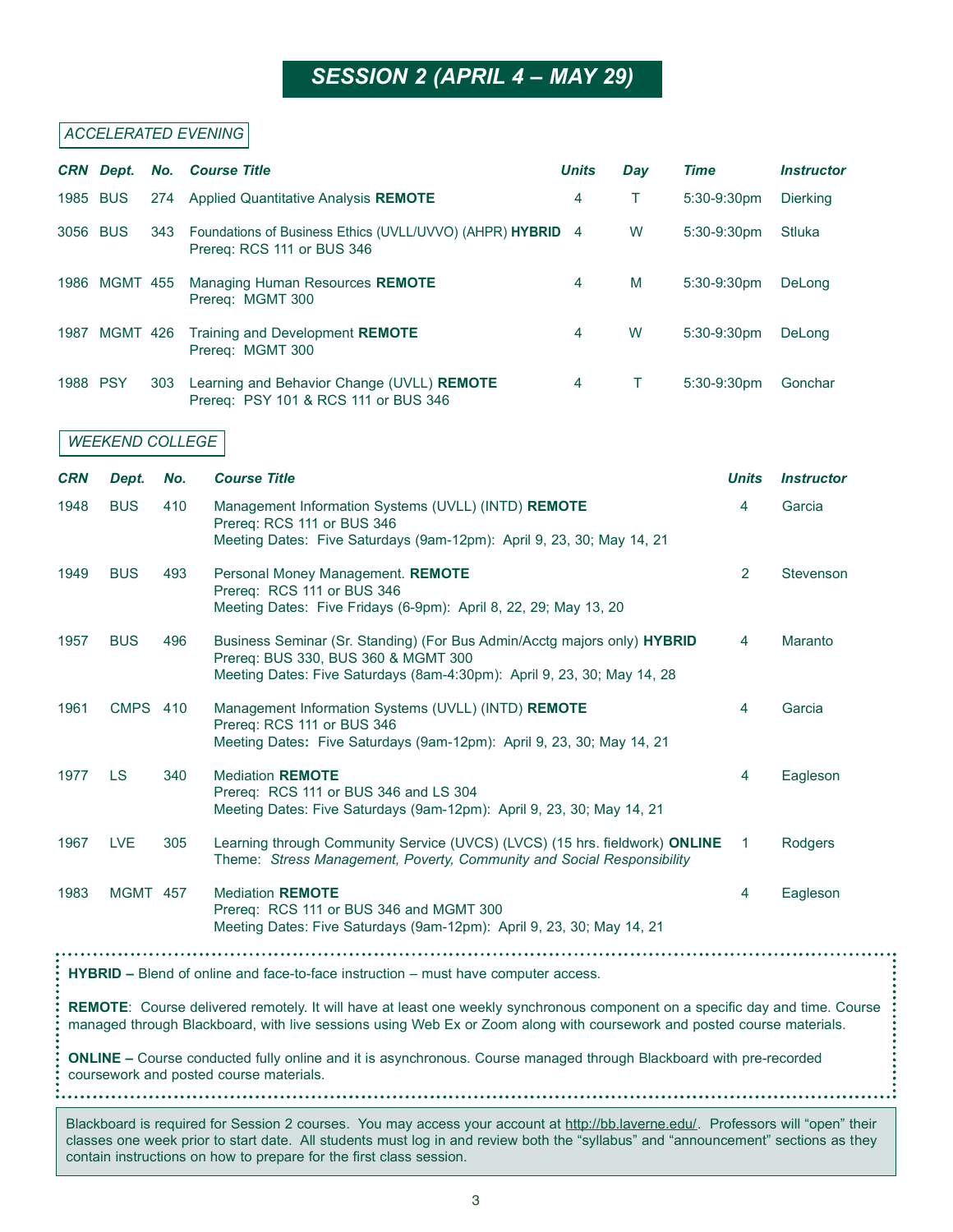# SESSION 2 (APRIL 4 – MAY 29)

## ACCELERATED EVENING

| CRN | Dept. | No. | Course Title | Units | Day | Time | Instructor |
|---|---|---|---|---|---|---|---|
| 1985 | BUS | 274 | Applied Quantitative Analysis **REMOTE** | 4 | T | 5:30-9:30pm | Dierking |
| 3056 | BUS | 343 | Foundations of Business Ethics (UVLL/UVVO) (AHPR) **HYBRID**<br>Prereq: RCS 111 or BUS 346 | 4 | W | 5:30-9:30pm | Stluka |
| 1986 | MGMT | 455 | Managing Human Resources **REMOTE**<br>Prereq: MGMT 300 | 4 | M | 5:30-9:30pm | DeLong |
| 1987 | MGMT | 426 | Training and Development **REMOTE**<br>Prereq: MGMT 300 | 4 | W | 5:30-9:30pm | DeLong |
| 1988 | PSY | 303 | Learning and Behavior Change (UVLL) **REMOTE**<br>Prereq: PSY 101 & RCS 111 or BUS 346 | 4 | T | 5:30-9:30pm | Gonchar |

## WEEKEND COLLEGE

| CRN | Dept. | No. | Course Title | Units | Instructor |
|---|---|---|---|---|---|
| 1948 | BUS | 410 | Management Information Systems (UVLL) (INTD) **REMOTE**<br>Prereq: RCS 111 or BUS 346<br>Meeting Dates: Five Saturdays (9am-12pm): April 9, 23, 30; May 14, 21 | 4 | Garcia |
| 1949 | BUS | 493 | Personal Money Management. **REMOTE**<br>Prereq: RCS 111 or BUS 346<br>Meeting Dates: Five Fridays (6-9pm): April 8, 22, 29; May 13, 20 | 2 | Stevenson |
| 1957 | BUS | 496 | Business Seminar (Sr. Standing) (For Bus Admin/Acctg majors only) **HYBRID**<br>Prereq: BUS 330, BUS 360 & MGMT 300<br>Meeting Dates: Five Saturdays (8am-4:30pm): April 9, 23, 30; May 14, 28 | 4 | Maranto |
| 1961 | CMPS | 410 | Management Information Systems (UVLL) (INTD) **REMOTE**<br>Prereq: RCS 111 or BUS 346<br>Meeting Dates**:** Five Saturdays (9am-12pm): April 9, 23, 30; May 14, 21 | 4 | Garcia |
| 1977 | LS | 340 | Mediation **REMOTE**<br>Prereq: RCS 111 or BUS 346 and LS 304<br>Meeting Dates: Five Saturdays (9am-12pm): April 9, 23, 30; May 14, 21 | 4 | Eagleson |
| 1967 | LVE | 305 | Learning through Community Service (UVCS) (LVCS) (15 hrs. fieldwork) **ONLINE**<br>Theme: *Stress Management, Poverty, Community and Social Responsibility* | 1 | Rodgers |
| 1983 | MGMT | 457 | Mediation **REMOTE**<br>Prereq: RCS 111 or BUS 346 and MGMT 300<br>Meeting Dates: Five Saturdays (9am-12pm): April 9, 23, 30; May 14, 21 | 4 | Eagleson |

**HYBRID –** Blend of online and face-to-face instruction – must have computer access.

**REMOTE**: Course delivered remotely. It will have at least one weekly synchronous component on a specific day and time. Course managed through Blackboard, with live sessions using Web Ex or Zoom along with coursework and posted course materials.

**ONLINE –** Course conducted fully online and it is asynchronous. Course managed through Blackboard with pre-recorded coursework and posted course materials.

Blackboard is required for Session 2 courses. You may access your account at http://bb.laverne.edu/. Professors will "open" their classes one week prior to start date. All students must log in and review both the "syllabus" and "announcement" sections as they contain instructions on how to prepare for the first class session.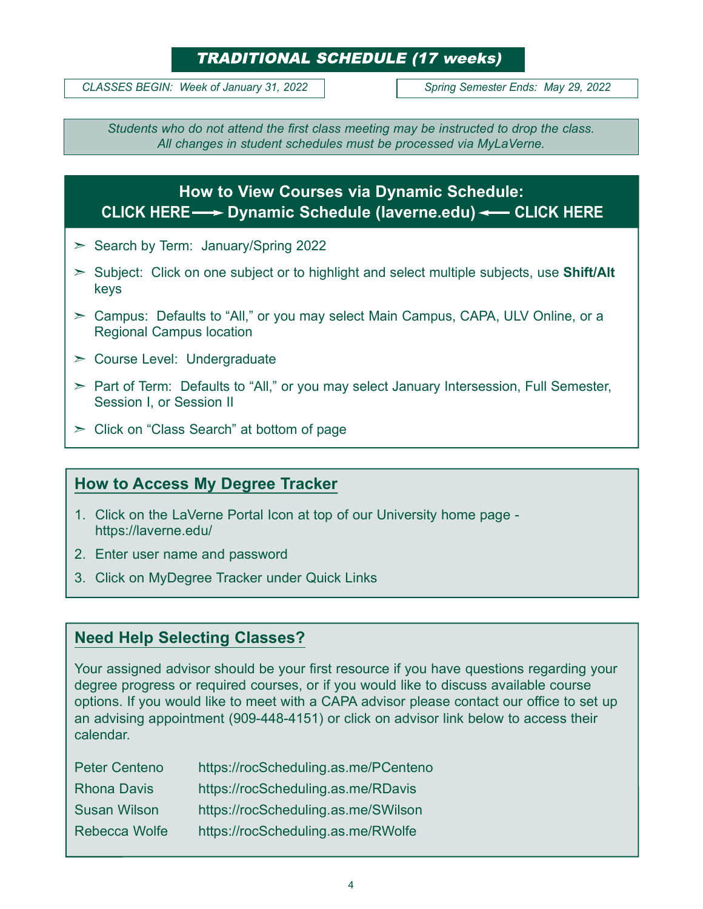## *TRADITIONAL SCHEDULE (17 weeks)*

*CLASSES BEGIN: Week of January 31, 2022*

*Spring Semester Ends: May 29, 2022*

*Students who do not attend the first class meeting may be instructed to drop the class.*
*All changes in student schedules must be processed via MyLaVerne.*

## How to View Courses via Dynamic Schedule:

**CLICK HERE ⟶ Dynamic Schedule (laverne.edu) ⟵ CLICK HERE**

- ➣ Search by Term: January/Spring 2022
- ➣ Subject: Click on one subject or to highlight and select multiple subjects, use **Shift/Alt** keys
- ➣ Campus: Defaults to "All," or you may select Main Campus, CAPA, ULV Online, or a Regional Campus location
- ➣ Course Level: Undergraduate
- ➣ Part of Term: Defaults to "All," or you may select January Intersession, Full Semester, Session I, or Session II
- ➣ Click on "Class Search" at bottom of page

## How to Access My Degree Tracker

1. Click on the LaVerne Portal Icon at top of our University home page - https://laverne.edu/
2. Enter user name and password
3. Click on MyDegree Tracker under Quick Links

## Need Help Selecting Classes?

Your assigned advisor should be your first resource if you have questions regarding your degree progress or required courses, or if you would like to discuss available course options. If you would like to meet with a CAPA advisor please contact our office to set up an advising appointment (909-448-4151) or click on advisor link below to access their calendar.

| | |
|---|---|
| Peter Centeno | https://rocScheduling.as.me/PCenteno |
| Rhona Davis | https://rocScheduling.as.me/RDavis |
| Susan Wilson | https://rocScheduling.as.me/SWilson |
| Rebecca Wolfe | https://rocScheduling.as.me/RWolfe |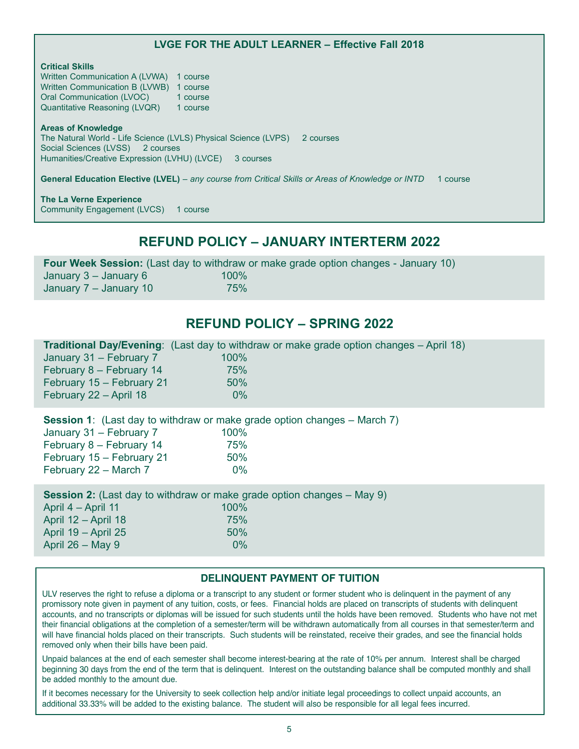### LVGE FOR THE ADULT LEARNER – Effective Fall 2018

**Critical Skills**

Written Communication A (LVWA) 1 course
Written Communication B (LVWB) 1 course
Oral Communication (LVOC) 1 course
Quantitative Reasoning (LVQR) 1 course

**Areas of Knowledge**

The Natural World - Life Science (LVLS) Physical Science (LVPS) 2 courses
Social Sciences (LVSS) 2 courses
Humanities/Creative Expression (LVHU) (LVCE) 3 courses

**General Education Elective (LVEL)** – *any course from Critical Skills or Areas of Knowledge or INTD* 1 course

**The La Verne Experience**

Community Engagement (LVCS) 1 course

## REFUND POLICY – JANUARY INTERTERM 2022

**Four Week Session:** (Last day to withdraw or make grade option changes - January 10)

| | |
|---|---|
| January 3 – January 6 | 100% |
| January 7 – January 10 | 75% |

## REFUND POLICY – SPRING 2022

**Traditional Day/Evening**: (Last day to withdraw or make grade option changes – April 18)

| | |
|---|---|
| January 31 – February 7 | 100% |
| February 8 – February 14 | 75% |
| February 15 – February 21 | 50% |
| February 22 – April 18 | 0% |

**Session 1**: (Last day to withdraw or make grade option changes – March 7)

| | |
|---|---|
| January 31 – February 7 | 100% |
| February 8 – February 14 | 75% |
| February 15 – February 21 | 50% |
| February 22 – March 7 | 0% |

**Session 2:** (Last day to withdraw or make grade option changes – May 9)

| | |
|---|---|
| April 4 – April 11 | 100% |
| April 12 – April 18 | 75% |
| April 19 – April 25 | 50% |
| April 26 – May 9 | 0% |

### DELINQUENT PAYMENT OF TUITION

ULV reserves the right to refuse a diploma or a transcript to any student or former student who is delinquent in the payment of any promissory note given in payment of any tuition, costs, or fees. Financial holds are placed on transcripts of students with delinquent accounts, and no transcripts or diplomas will be issued for such students until the holds have been removed. Students who have not met their financial obligations at the completion of a semester/term will be withdrawn automatically from all courses in that semester/term and will have financial holds placed on their transcripts. Such students will be reinstated, receive their grades, and see the financial holds removed only when their bills have been paid.

Unpaid balances at the end of each semester shall become interest-bearing at the rate of 10% per annum. Interest shall be charged beginning 30 days from the end of the term that is delinquent. Interest on the outstanding balance shall be computed monthly and shall be added monthly to the amount due.

If it becomes necessary for the University to seek collection help and/or initiate legal proceedings to collect unpaid accounts, an additional 33.33% will be added to the existing balance. The student will also be responsible for all legal fees incurred.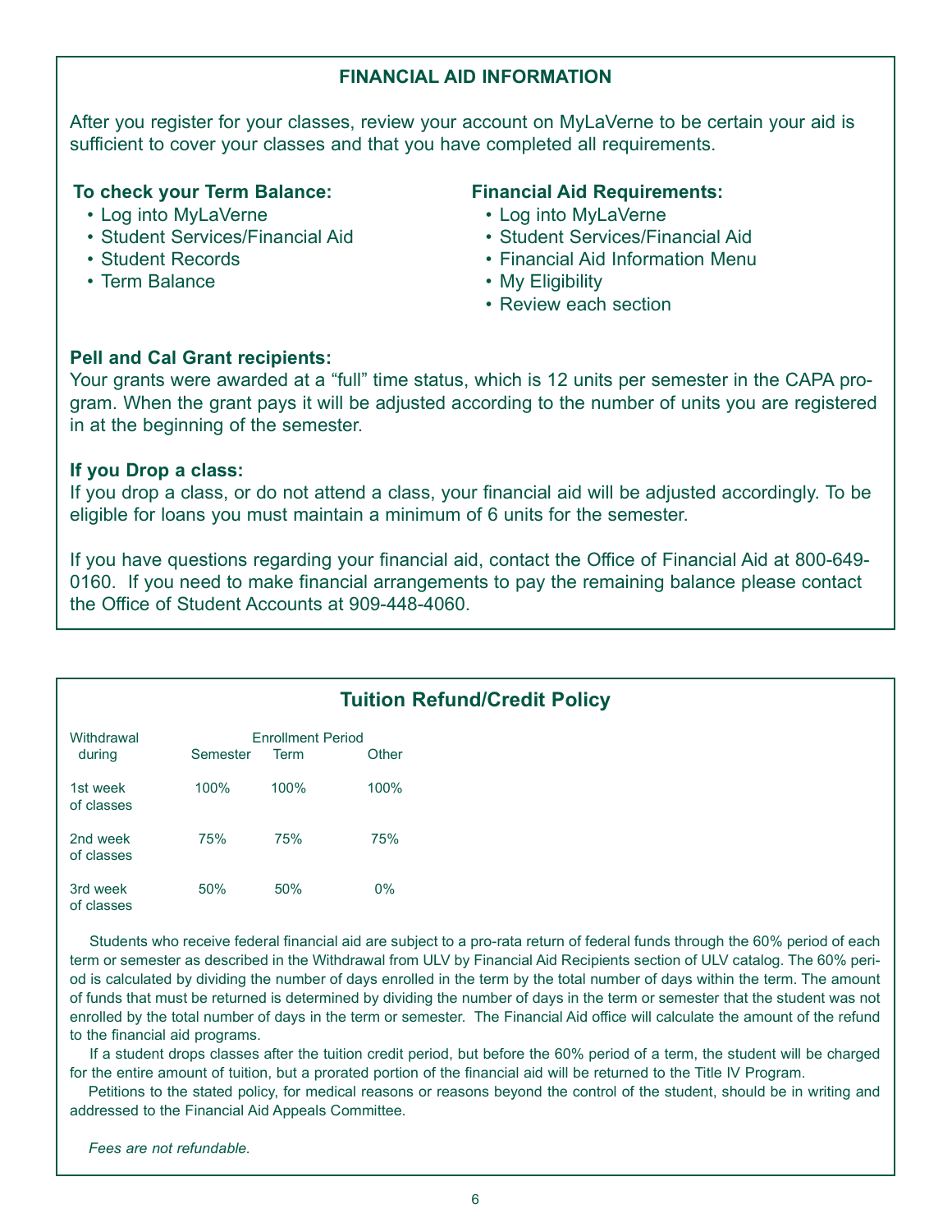## FINANCIAL AID INFORMATION

After you register for your classes, review your account on MyLaVerne to be certain your aid is sufficient to cover your classes and that you have completed all requirements.

**To check your Term Balance:**

- Log into MyLaVerne
- Student Services/Financial Aid
- Student Records
- Term Balance

**Financial Aid Requirements:**

- Log into MyLaVerne
- Student Services/Financial Aid
- Financial Aid Information Menu
- My Eligibility
- Review each section

**Pell and Cal Grant recipients:**
Your grants were awarded at a "full" time status, which is 12 units per semester in the CAPA program. When the grant pays it will be adjusted according to the number of units you are registered in at the beginning of the semester.

**If you Drop a class:**
If you drop a class, or do not attend a class, your financial aid will be adjusted accordingly. To be eligible for loans you must maintain a minimum of 6 units for the semester.

If you have questions regarding your financial aid, contact the Office of Financial Aid at 800-649-0160. If you need to make financial arrangements to pay the remaining balance please contact the Office of Student Accounts at 909-448-4060.

## Tuition Refund/Credit Policy

| Withdrawal during | Enrollment Period | | |
|---|---|---|---|
| | Semester | Term | Other |
| 1st week of classes | 100% | 100% | 100% |
| 2nd week of classes | 75% | 75% | 75% |
| 3rd week of classes | 50% | 50% | 0% |

Students who receive federal financial aid are subject to a pro-rata return of federal funds through the 60% period of each term or semester as described in the Withdrawal from ULV by Financial Aid Recipients section of ULV catalog. The 60% period is calculated by dividing the number of days enrolled in the term by the total number of days within the term. The amount of funds that must be returned is determined by dividing the number of days in the term or semester that the student was not enrolled by the total number of days in the term or semester. The Financial Aid office will calculate the amount of the refund to the financial aid programs.

If a student drops classes after the tuition credit period, but before the 60% period of a term, the student will be charged for the entire amount of tuition, but a prorated portion of the financial aid will be returned to the Title IV Program.

Petitions to the stated policy, for medical reasons or reasons beyond the control of the student, should be in writing and addressed to the Financial Aid Appeals Committee.

*Fees are not refundable.*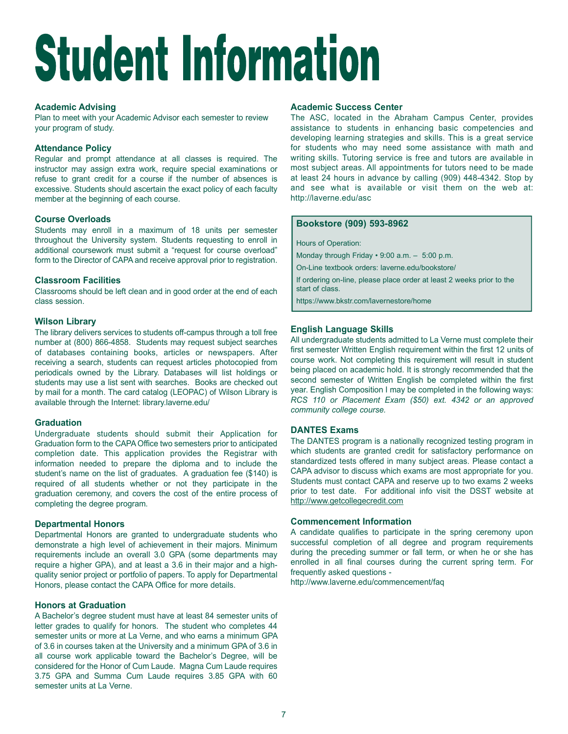# Student Information

## Academic Advising

Plan to meet with your Academic Advisor each semester to review your program of study.

## Attendance Policy

Regular and prompt attendance at all classes is required. The instructor may assign extra work, require special examinations or refuse to grant credit for a course if the number of absences is excessive. Students should ascertain the exact policy of each faculty member at the beginning of each course.

## Course Overloads

Students may enroll in a maximum of 18 units per semester throughout the University system. Students requesting to enroll in additional coursework must submit a "request for course overload" form to the Director of CAPA and receive approval prior to registration.

## Classroom Facilities

Classrooms should be left clean and in good order at the end of each class session.

## Wilson Library

The library delivers services to students off-campus through a toll free number at (800) 866-4858. Students may request subject searches of databases containing books, articles or newspapers. After receiving a search, students can request articles photocopied from periodicals owned by the Library. Databases will list holdings or students may use a list sent with searches. Books are checked out by mail for a month. The card catalog (LEOPAC) of Wilson Library is available through the Internet: library.laverne.edu/

## Graduation

Undergraduate students should submit their Application for Graduation form to the CAPA Office two semesters prior to anticipated completion date. This application provides the Registrar with information needed to prepare the diploma and to include the student's name on the list of graduates. A graduation fee ($140) is required of all students whether or not they participate in the graduation ceremony, and covers the cost of the entire process of completing the degree program.

## Departmental Honors

Departmental Honors are granted to undergraduate students who demonstrate a high level of achievement in their majors. Minimum requirements include an overall 3.0 GPA (some departments may require a higher GPA), and at least a 3.6 in their major and a high-quality senior project or portfolio of papers. To apply for Departmental Honors, please contact the CAPA Office for more details.

## Honors at Graduation

A Bachelor's degree student must have at least 84 semester units of letter grades to qualify for honors. The student who completes 44 semester units or more at La Verne, and who earns a minimum GPA of 3.6 in courses taken at the University and a minimum GPA of 3.6 in all course work applicable toward the Bachelor's Degree, will be considered for the Honor of Cum Laude. Magna Cum Laude requires 3.75 GPA and Summa Cum Laude requires 3.85 GPA with 60 semester units at La Verne.

## Academic Success Center

The ASC, located in the Abraham Campus Center, provides assistance to students in enhancing basic competencies and developing learning strategies and skills. This is a great service for students who may need some assistance with math and writing skills. Tutoring service is free and tutors are available in most subject areas. All appointments for tutors need to be made at least 24 hours in advance by calling (909) 448-4342. Stop by and see what is available or visit them on the web at: http://laverne.edu/asc

## Bookstore (909) 593-8962

Hours of Operation:

Monday through Friday • 9:00 a.m. – 5:00 p.m.

On-Line textbook orders: laverne.edu/bookstore/

If ordering on-line, please place order at least 2 weeks prior to the start of class.

https://www.bkstr.com/lavernestore/home

## English Language Skills

All undergraduate students admitted to La Verne must complete their first semester Written English requirement within the first 12 units of course work. Not completing this requirement will result in student being placed on academic hold. It is strongly recommended that the second semester of Written English be completed within the first year. English Composition I may be completed in the following ways: *RCS 110 or Placement Exam ($50) ext. 4342 or an approved community college course.*

## DANTES Exams

The DANTES program is a nationally recognized testing program in which students are granted credit for satisfactory performance on standardized tests offered in many subject areas. Please contact a CAPA advisor to discuss which exams are most appropriate for you. Students must contact CAPA and reserve up to two exams 2 weeks prior to test date. For additional info visit the DSST website at http://www.getcollegecredit.com

## Commencement Information

A candidate qualifies to participate in the spring ceremony upon successful completion of all degree and program requirements during the preceding summer or fall term, or when he or she has enrolled in all final courses during the current spring term. For frequently asked questions -
http://www.laverne.edu/commencement/faq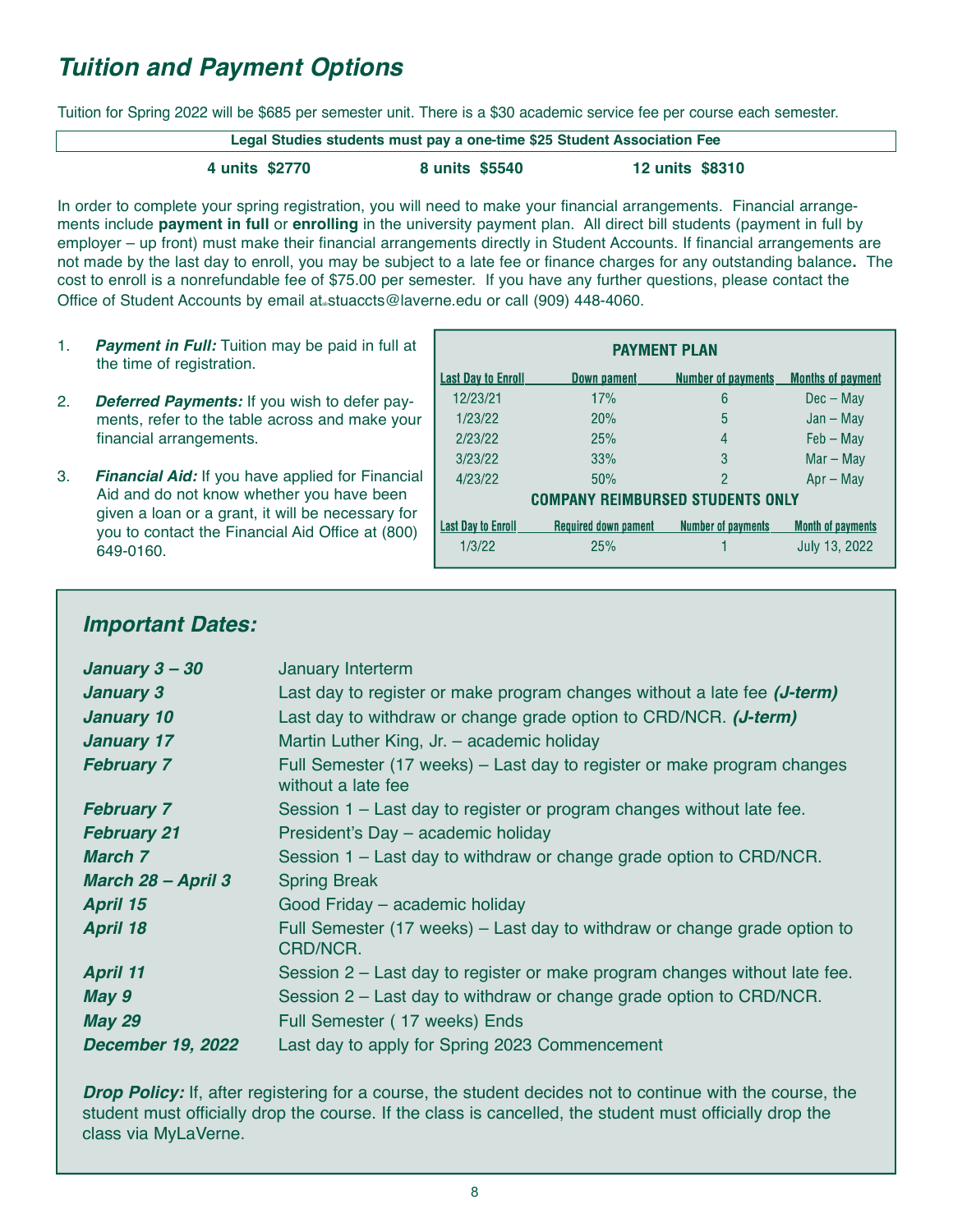# Tuition and Payment Options

Tuition for Spring 2022 will be $685 per semester unit. There is a $30 academic service fee per course each semester.

**Legal Studies students must pay a one-time $25 Student Association Fee**

**4 units $2770** **8 units $5540** **12 units $8310**

In order to complete your spring registration, you will need to make your financial arrangements. Financial arrangements include **payment in full** or **enrolling** in the university payment plan. All direct bill students (payment in full by employer – up front) must make their financial arrangements directly in Student Accounts. If financial arrangements are not made by the last day to enroll, you may be subject to a late fee or finance charges for any outstanding balance**.** The cost to enroll is a nonrefundable fee of $75.00 per semester. If you have any further questions, please contact the Office of Student Accounts by email at stuaccts@laverne.edu or call (909) 448-4060.

1. ***Payment in Full:*** Tuition may be paid in full at the time of registration.
2. ***Deferred Payments:*** If you wish to defer payments, refer to the table across and make your financial arrangements.
3. ***Financial Aid:*** If you have applied for Financial Aid and do not know whether you have been given a loan or a grant, it will be necessary for you to contact the Financial Aid Office at (800) 649-0160.

**PAYMENT PLAN**

| Last Day to Enroll | Down pament | Number of payments | Months of payment |
|---|---|---|---|
| 12/23/21 | 17% | 6 | Dec – May |
| 1/23/22 | 20% | 5 | Jan – May |
| 2/23/22 | 25% | 4 | Feb – May |
| 3/23/22 | 33% | 3 | Mar – May |
| 4/23/22 | 50% | 2 | Apr – May |

**COMPANY REIMBURSED STUDENTS ONLY**

| Last Day to Enroll | Required down pament | Number of payments | Month of payments |
|---|---|---|---|
| 1/3/22 | 25% | 1 | July 13, 2022 |

## Important Dates:

| | |
|---|---|
| ***January 3 – 30*** | January Interterm |
| ***January 3*** | Last day to register or make program changes without a late fee ***(J-term)*** |
| ***January 10*** | Last day to withdraw or change grade option to CRD/NCR. ***(J-term)*** |
| ***January 17*** | Martin Luther King, Jr. – academic holiday |
| ***February 7*** | Full Semester (17 weeks) – Last day to register or make program changes without a late fee |
| ***February 7*** | Session 1 – Last day to register or program changes without late fee. |
| ***February 21*** | President's Day – academic holiday |
| ***March 7*** | Session 1 – Last day to withdraw or change grade option to CRD/NCR. |
| ***March 28 – April 3*** | Spring Break |
| ***April 15*** | Good Friday – academic holiday |
| ***April 18*** | Full Semester (17 weeks) – Last day to withdraw or change grade option to CRD/NCR. |
| ***April 11*** | Session 2 – Last day to register or make program changes without late fee. |
| ***May 9*** | Session 2 – Last day to withdraw or change grade option to CRD/NCR. |
| ***May 29*** | Full Semester ( 17 weeks) Ends |
| ***December 19, 2022*** | Last day to apply for Spring 2023 Commencement |

***Drop Policy:*** If, after registering for a course, the student decides not to continue with the course, the student must officially drop the course. If the class is cancelled, the student must officially drop the class via MyLaVerne.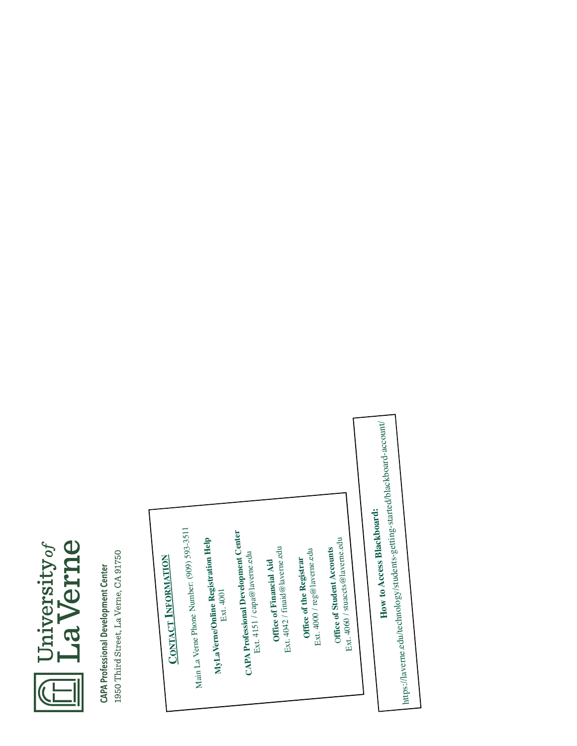University of La Verne

**CAPA Professional Development Center**
1950 Third Street, La Verne, CA 91750

## Contact Information

Main La Verne Phone Number: (909) 593-3511

**MyLaVerne/Online Registration Help**
Ext. 4001

**CAPA Professional Development Center**
Ext. 4151 / capa@laverne.edu

**Office of Financial Aid**
Ext. 4042 / finaid@laverne.edu

**Office of the Registrar**
Ext. 4000 / reg@laverne.edu

**Office of Student Accounts**
Ext. 4060 / stuaccts@laverne.edu

**How to Access Blackboard:**
https://laverne.edu/technology/students-getting-started/blackboard-account/